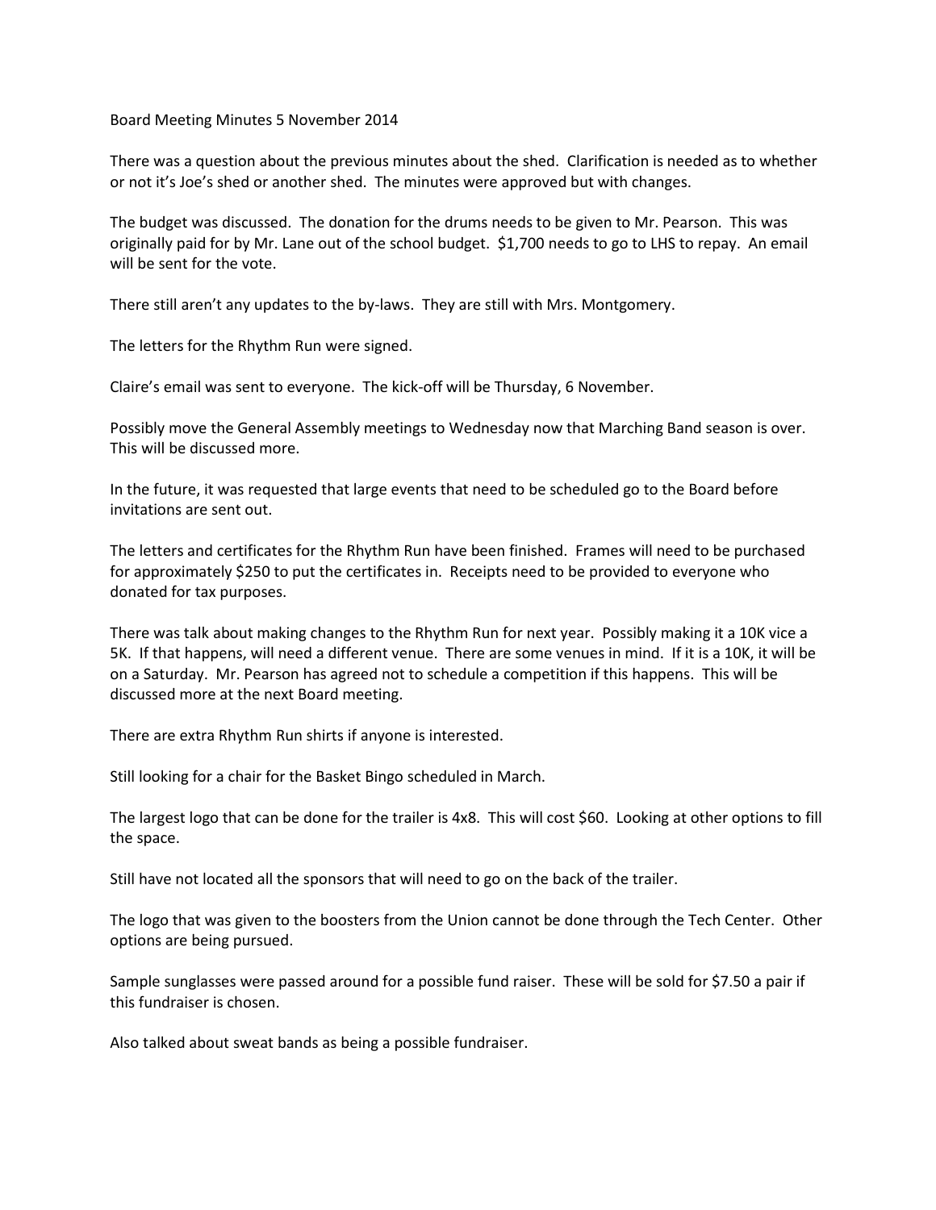Board Meeting Minutes 5 November 2014

There was a question about the previous minutes about the shed. Clarification is needed as to whether or not it's Joe's shed or another shed. The minutes were approved but with changes.

The budget was discussed. The donation for the drums needs to be given to Mr. Pearson. This was originally paid for by Mr. Lane out of the school budget. $1,700 needs to go to LHS to repay. An email will be sent for the vote.

There still aren't any updates to the by-laws. They are still with Mrs. Montgomery.

The letters for the Rhythm Run were signed.

Claire's email was sent to everyone. The kick-off will be Thursday, 6 November.

Possibly move the General Assembly meetings to Wednesday now that Marching Band season is over. This will be discussed more.

In the future, it was requested that large events that need to be scheduled go to the Board before invitations are sent out.

The letters and certificates for the Rhythm Run have been finished. Frames will need to be purchased for approximately $250 to put the certificates in. Receipts need to be provided to everyone who donated for tax purposes.

There was talk about making changes to the Rhythm Run for next year. Possibly making it a 10K vice a 5K. If that happens, will need a different venue. There are some venues in mind. If it is a 10K, it will be on a Saturday. Mr. Pearson has agreed not to schedule a competition if this happens. This will be discussed more at the next Board meeting.

There are extra Rhythm Run shirts if anyone is interested.

Still looking for a chair for the Basket Bingo scheduled in March.

The largest logo that can be done for the trailer is 4x8. This will cost $60. Looking at other options to fill the space.

Still have not located all the sponsors that will need to go on the back of the trailer.

The logo that was given to the boosters from the Union cannot be done through the Tech Center. Other options are being pursued.

Sample sunglasses were passed around for a possible fund raiser. These will be sold for $7.50 a pair if this fundraiser is chosen.

Also talked about sweat bands as being a possible fundraiser.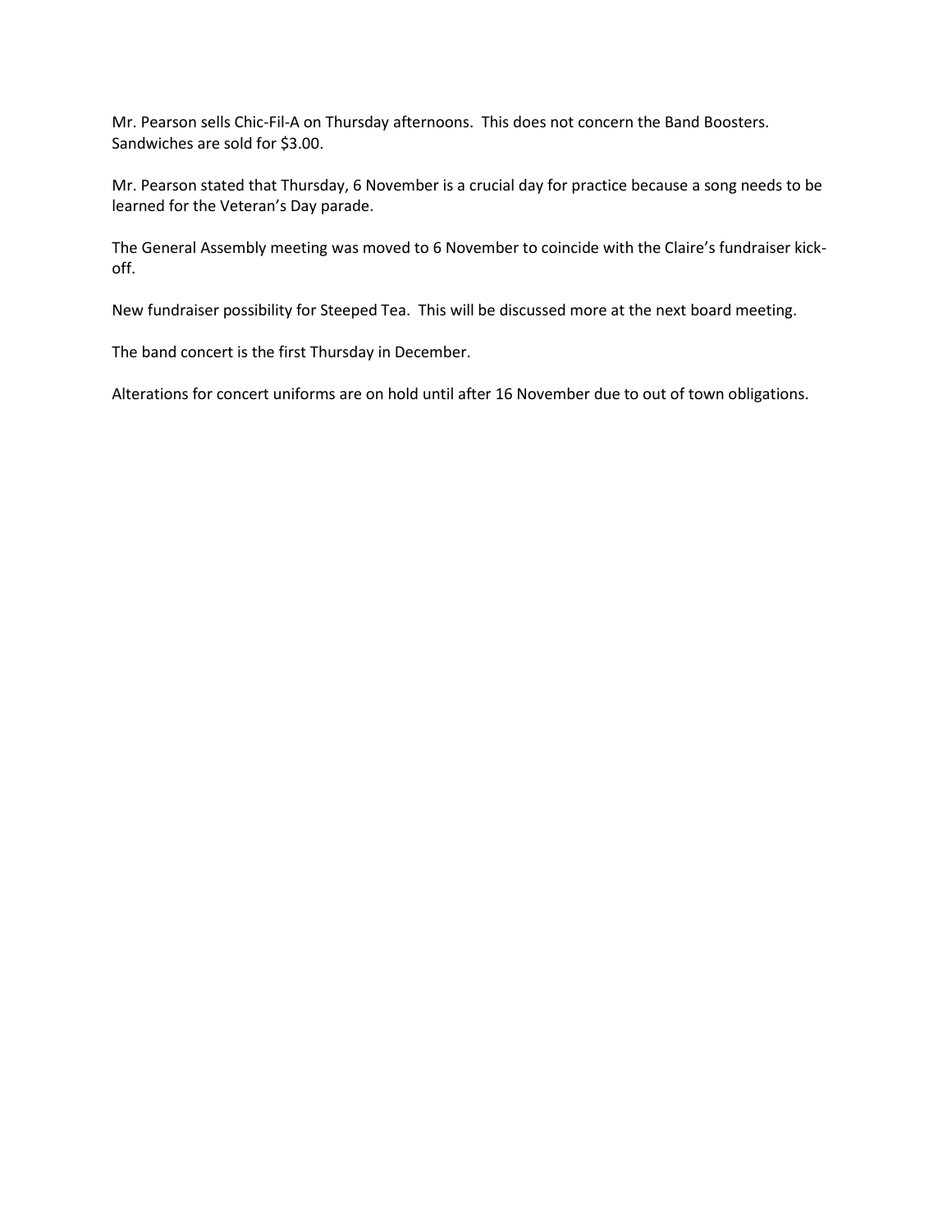Mr. Pearson sells Chic-Fil-A on Thursday afternoons. This does not concern the Band Boosters. Sandwiches are sold for $3.00.

Mr. Pearson stated that Thursday, 6 November is a crucial day for practice because a song needs to be learned for the Veteran's Day parade.

The General Assembly meeting was moved to 6 November to coincide with the Claire's fundraiser kick-off.

New fundraiser possibility for Steeped Tea. This will be discussed more at the next board meeting.

The band concert is the first Thursday in December.

Alterations for concert uniforms are on hold until after 16 November due to out of town obligations.